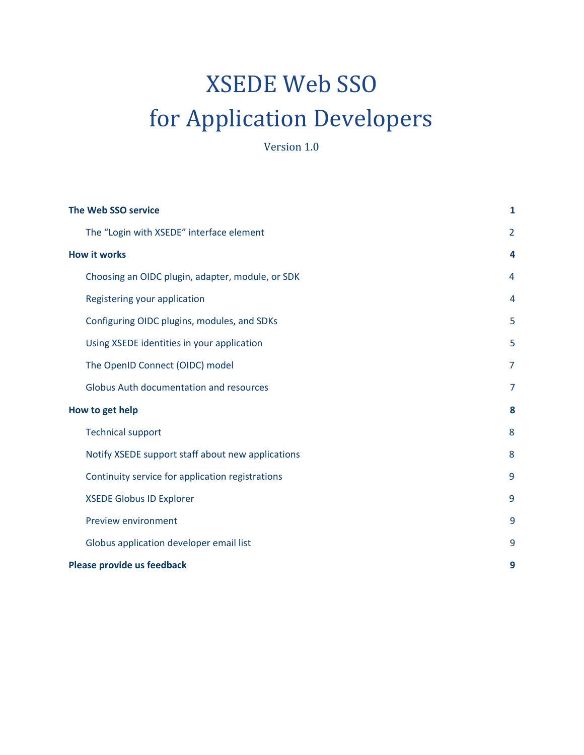# XSEDE Web SSO for Application Developers

Version 1.0

| | |
|---|---|
| **The Web SSO service** | **1** |
| The "Login with XSEDE" interface element | 2 |
| **How it works** | **4** |
| Choosing an OIDC plugin, adapter, module, or SDK | 4 |
| Registering your application | 4 |
| Configuring OIDC plugins, modules, and SDKs | 5 |
| Using XSEDE identities in your application | 5 |
| The OpenID Connect (OIDC) model | 7 |
| Globus Auth documentation and resources | 7 |
| **How to get help** | **8** |
| Technical support | 8 |
| Notify XSEDE support staff about new applications | 8 |
| Continuity service for application registrations | 9 |
| XSEDE Globus ID Explorer | 9 |
| Preview environment | 9 |
| Globus application developer email list | 9 |
| **Please provide us feedback** | **9** |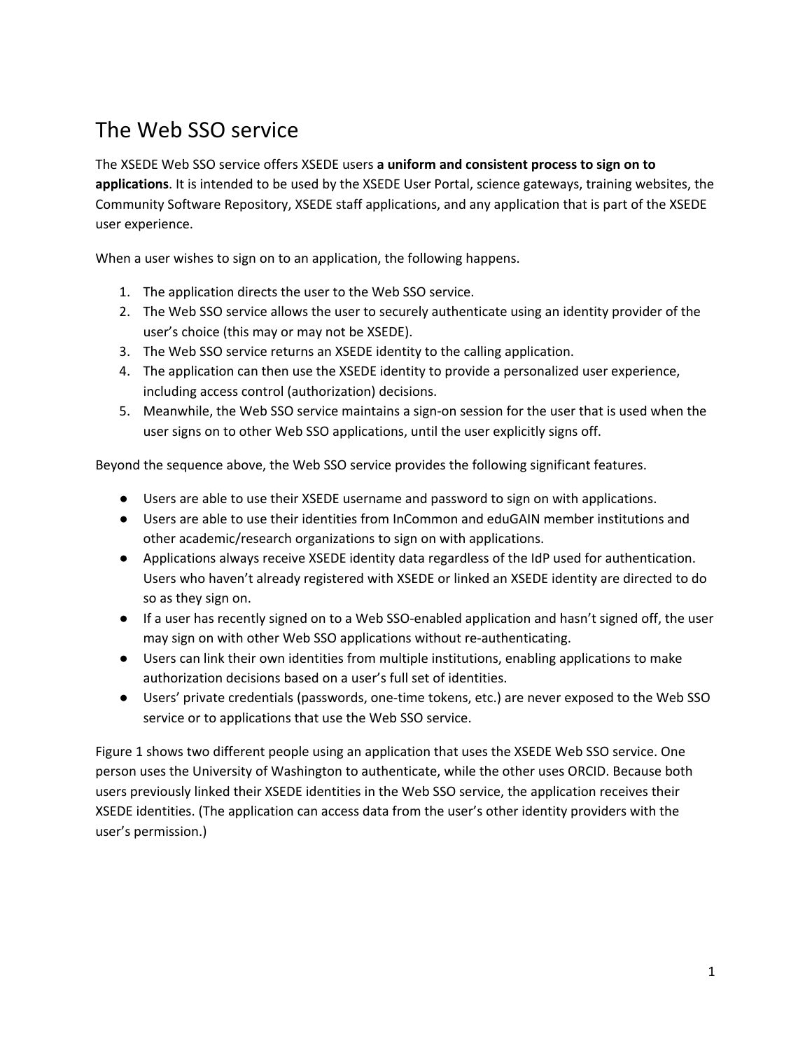# The Web SSO service

The XSEDE Web SSO service offers XSEDE users **a uniform and consistent process to sign on to applications**. It is intended to be used by the XSEDE User Portal, science gateways, training websites, the Community Software Repository, XSEDE staff applications, and any application that is part of the XSEDE user experience.

When a user wishes to sign on to an application, the following happens.

1. The application directs the user to the Web SSO service.
2. The Web SSO service allows the user to securely authenticate using an identity provider of the user's choice (this may or may not be XSEDE).
3. The Web SSO service returns an XSEDE identity to the calling application.
4. The application can then use the XSEDE identity to provide a personalized user experience, including access control (authorization) decisions.
5. Meanwhile, the Web SSO service maintains a sign-on session for the user that is used when the user signs on to other Web SSO applications, until the user explicitly signs off.

Beyond the sequence above, the Web SSO service provides the following significant features.

- Users are able to use their XSEDE username and password to sign on with applications.
- Users are able to use their identities from InCommon and eduGAIN member institutions and other academic/research organizations to sign on with applications.
- Applications always receive XSEDE identity data regardless of the IdP used for authentication. Users who haven't already registered with XSEDE or linked an XSEDE identity are directed to do so as they sign on.
- If a user has recently signed on to a Web SSO-enabled application and hasn't signed off, the user may sign on with other Web SSO applications without re-authenticating.
- Users can link their own identities from multiple institutions, enabling applications to make authorization decisions based on a user's full set of identities.
- Users' private credentials (passwords, one-time tokens, etc.) are never exposed to the Web SSO service or to applications that use the Web SSO service.

Figure 1 shows two different people using an application that uses the XSEDE Web SSO service. One person uses the University of Washington to authenticate, while the other uses ORCID. Because both users previously linked their XSEDE identities in the Web SSO service, the application receives their XSEDE identities. (The application can access data from the user's other identity providers with the user's permission.)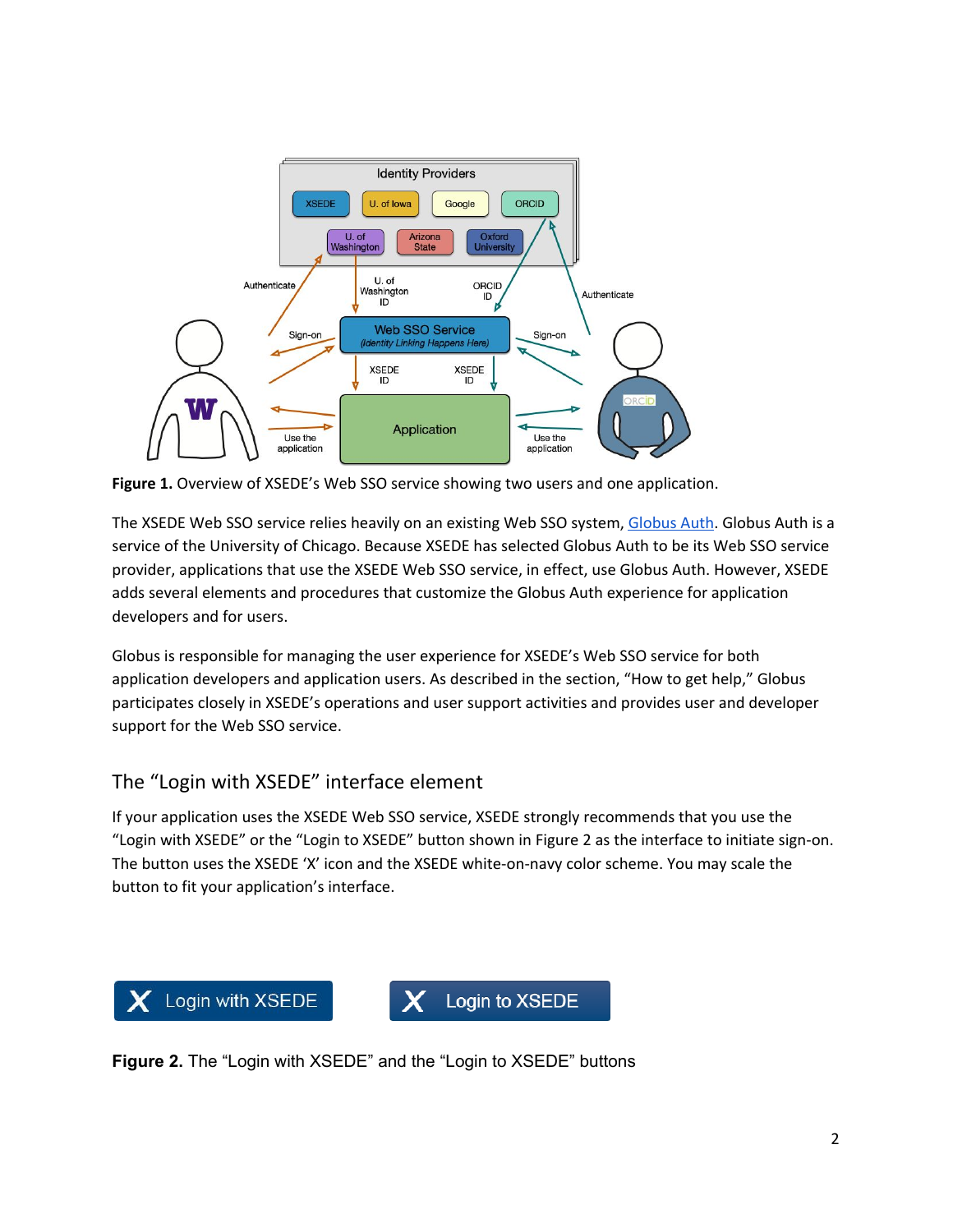**Figure 1.** Overview of XSEDE's Web SSO service showing two users and one application.

The XSEDE Web SSO service relies heavily on an existing Web SSO system, Globus Auth. Globus Auth is a service of the University of Chicago. Because XSEDE has selected Globus Auth to be its Web SSO service provider, applications that use the XSEDE Web SSO service, in effect, use Globus Auth. However, XSEDE adds several elements and procedures that customize the Globus Auth experience for application developers and for users.

Globus is responsible for managing the user experience for XSEDE's Web SSO service for both application developers and application users. As described in the section, "How to get help," Globus participates closely in XSEDE's operations and user support activities and provides user and developer support for the Web SSO service.

## The "Login with XSEDE" interface element

If your application uses the XSEDE Web SSO service, XSEDE strongly recommends that you use the "Login with XSEDE" or the "Login to XSEDE" button shown in Figure 2 as the interface to initiate sign-on. The button uses the XSEDE 'X' icon and the XSEDE white-on-navy color scheme. You may scale the button to fit your application's interface.

**Figure 2.** The "Login with XSEDE" and the "Login to XSEDE" buttons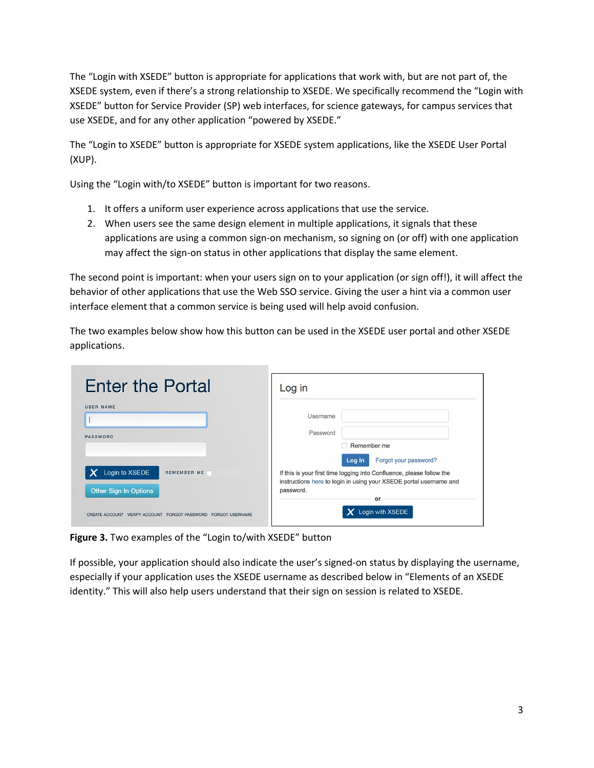The "Login with XSEDE" button is appropriate for applications that work with, but are not part of, the XSEDE system, even if there's a strong relationship to XSEDE. We specifically recommend the "Login with XSEDE" button for Service Provider (SP) web interfaces, for science gateways, for campus services that use XSEDE, and for any other application "powered by XSEDE."

The "Login to XSEDE" button is appropriate for XSEDE system applications, like the XSEDE User Portal (XUP).

Using the "Login with/to XSEDE" button is important for two reasons.

1. It offers a uniform user experience across applications that use the service.
2. When users see the same design element in multiple applications, it signals that these applications are using a common sign-on mechanism, so signing on (or off) with one application may affect the sign-on status in other applications that display the same element.

The second point is important: when your users sign on to your application (or sign off!), it will affect the behavior of other applications that use the Web SSO service. Giving the user a hint via a common user interface element that a common service is being used will help avoid confusion.

The two examples below show how this button can be used in the XSEDE user portal and other XSEDE applications.

**Figure 3.** Two examples of the "Login to/with XSEDE" button

If possible, your application should also indicate the user's signed-on status by displaying the username, especially if your application uses the XSEDE username as described below in "Elements of an XSEDE identity." This will also help users understand that their sign on session is related to XSEDE.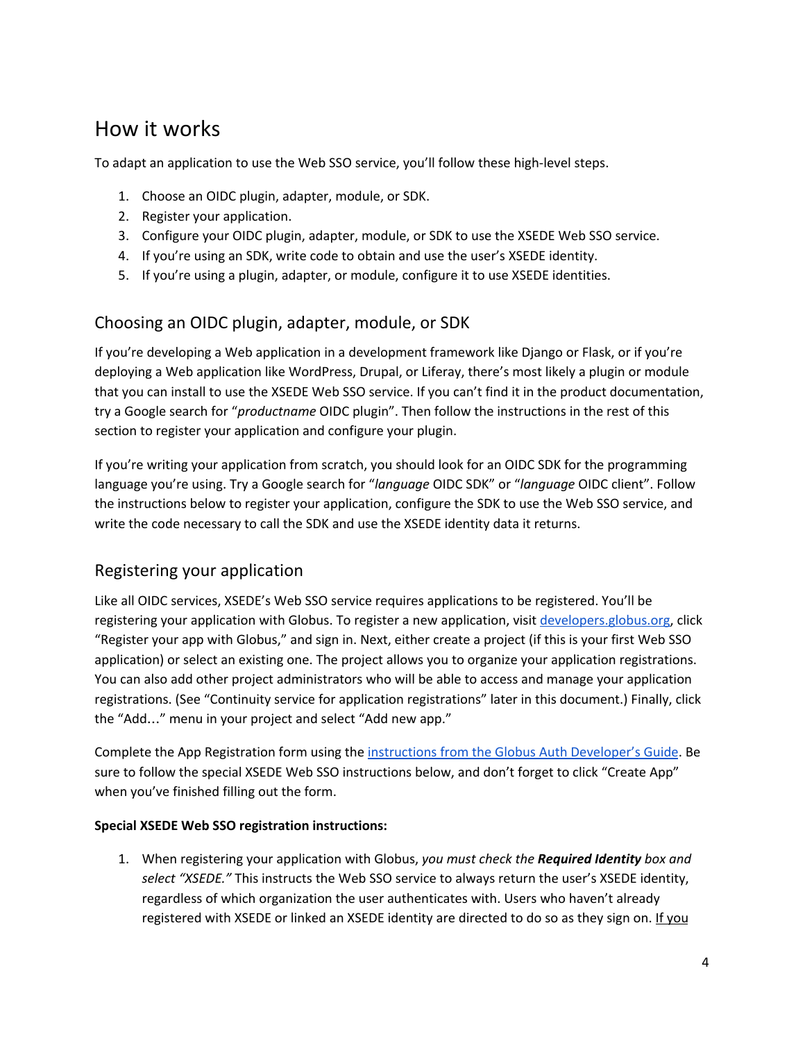## How it works

To adapt an application to use the Web SSO service, you'll follow these high-level steps.

1. Choose an OIDC plugin, adapter, module, or SDK.
2. Register your application.
3. Configure your OIDC plugin, adapter, module, or SDK to use the XSEDE Web SSO service.
4. If you're using an SDK, write code to obtain and use the user's XSEDE identity.
5. If you're using a plugin, adapter, or module, configure it to use XSEDE identities.

### Choosing an OIDC plugin, adapter, module, or SDK

If you're developing a Web application in a development framework like Django or Flask, or if you're deploying a Web application like WordPress, Drupal, or Liferay, there's most likely a plugin or module that you can install to use the XSEDE Web SSO service. If you can't find it in the product documentation, try a Google search for "*productname* OIDC plugin". Then follow the instructions in the rest of this section to register your application and configure your plugin.

If you're writing your application from scratch, you should look for an OIDC SDK for the programming language you're using. Try a Google search for "*language* OIDC SDK" or "*language* OIDC client". Follow the instructions below to register your application, configure the SDK to use the Web SSO service, and write the code necessary to call the SDK and use the XSEDE identity data it returns.

### Registering your application

Like all OIDC services, XSEDE's Web SSO service requires applications to be registered. You'll be registering your application with Globus. To register a new application, visit [developers.globus.org](developers.globus.org), click "Register your app with Globus," and sign in. Next, either create a project (if this is your first Web SSO application) or select an existing one. The project allows you to organize your application registrations. You can also add other project administrators who will be able to access and manage your application registrations. (See "Continuity service for application registrations" later in this document.) Finally, click the "Add…" menu in your project and select "Add new app."

Complete the App Registration form using the [instructions from the Globus Auth Developer's Guide](). Be sure to follow the special XSEDE Web SSO instructions below, and don't forget to click "Create App" when you've finished filling out the form.

**Special XSEDE Web SSO registration instructions:**

1. When registering your application with Globus, *you must check the **Required Identity** box and select "XSEDE."* This instructs the Web SSO service to always return the user's XSEDE identity, regardless of which organization the user authenticates with. Users who haven't already registered with XSEDE or linked an XSEDE identity are directed to do so as they sign on. If you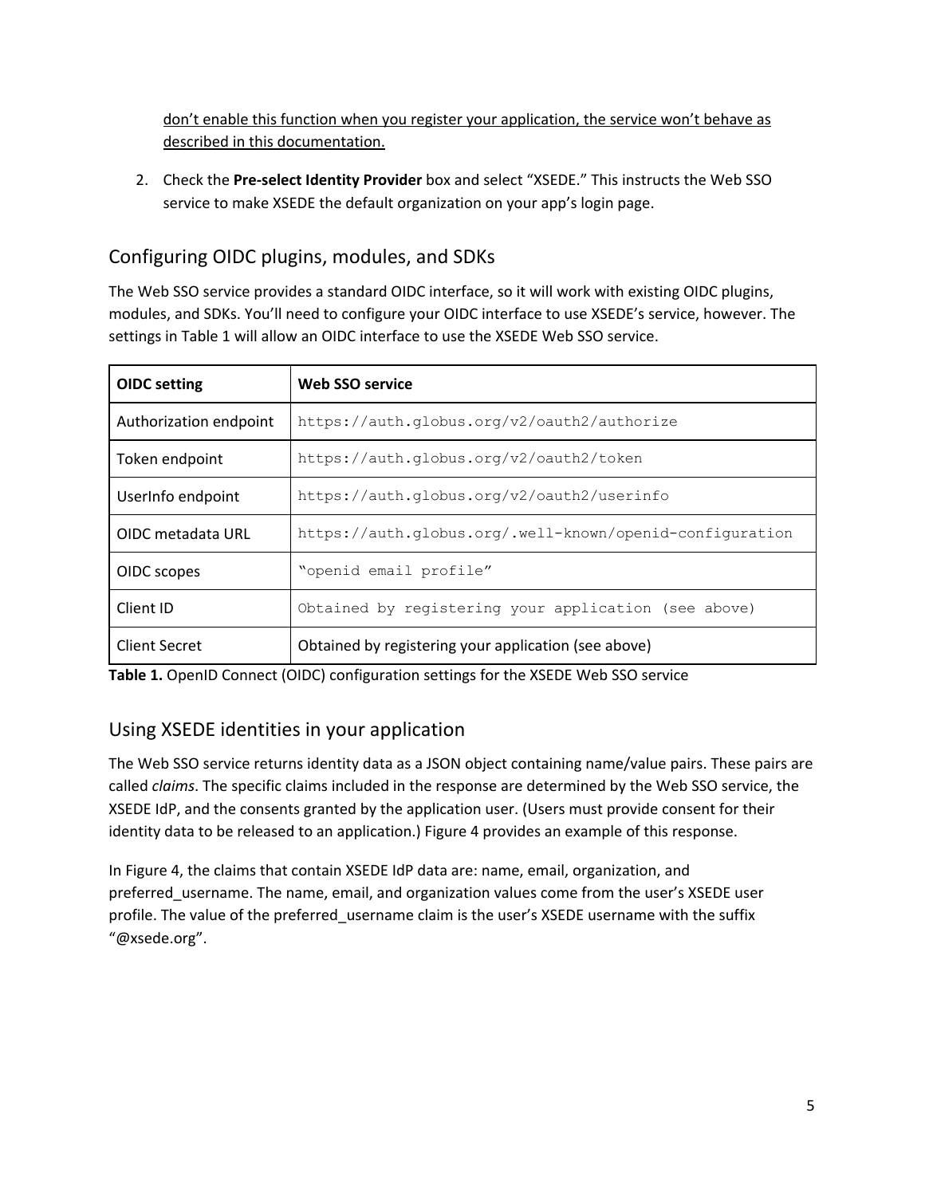<u>don't enable this function when you register your application, the service won't behave as described in this documentation.</u>

2. Check the **Pre-select Identity Provider** box and select "XSEDE." This instructs the Web SSO service to make XSEDE the default organization on your app's login page.

## Configuring OIDC plugins, modules, and SDKs

The Web SSO service provides a standard OIDC interface, so it will work with existing OIDC plugins, modules, and SDKs. You'll need to configure your OIDC interface to use XSEDE's service, however. The settings in Table 1 will allow an OIDC interface to use the XSEDE Web SSO service.

| **OIDC setting** | **Web SSO service** |
| --- | --- |
| Authorization endpoint | `https://auth.globus.org/v2/oauth2/authorize` |
| Token endpoint | `https://auth.globus.org/v2/oauth2/token` |
| UserInfo endpoint | `https://auth.globus.org/v2/oauth2/userinfo` |
| OIDC metadata URL | `https://auth.globus.org/.well-known/openid-configuration` |
| OIDC scopes | `"openid email profile"` |
| Client ID | `Obtained by registering your application (see above)` |
| Client Secret | Obtained by registering your application (see above) |

**Table 1.** OpenID Connect (OIDC) configuration settings for the XSEDE Web SSO service

## Using XSEDE identities in your application

The Web SSO service returns identity data as a JSON object containing name/value pairs. These pairs are called *claims*. The specific claims included in the response are determined by the Web SSO service, the XSEDE IdP, and the consents granted by the application user. (Users must provide consent for their identity data to be released to an application.) Figure 4 provides an example of this response.

In Figure 4, the claims that contain XSEDE IdP data are: name, email, organization, and preferred_username. The name, email, and organization values come from the user's XSEDE user profile. The value of the preferred_username claim is the user's XSEDE username with the suffix "@xsede.org".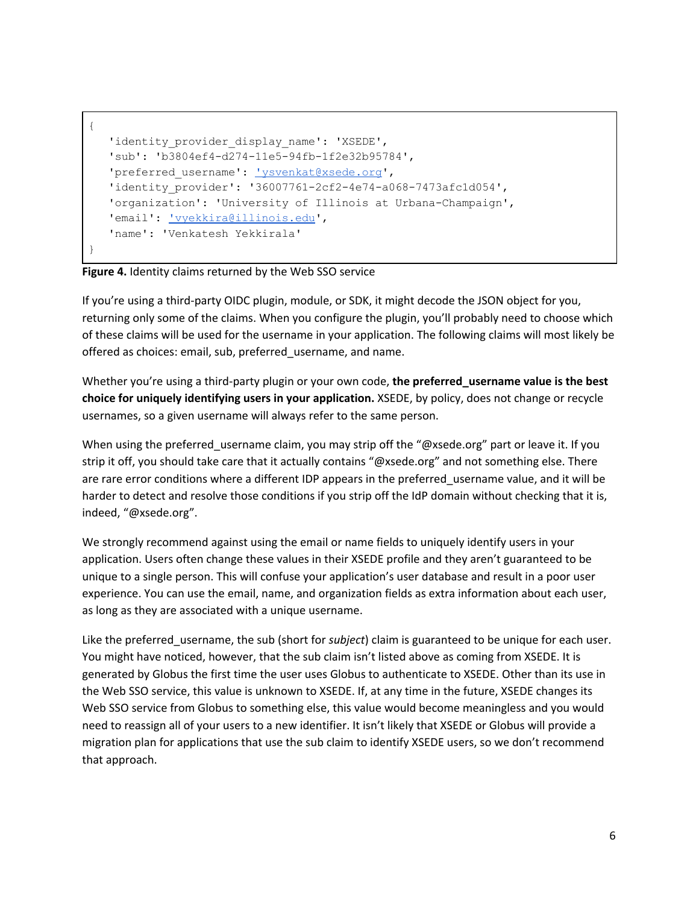```
{
   'identity_provider_display_name': 'XSEDE',
   'sub': 'b3804ef4-d274-11e5-94fb-1f2e32b95784',
   'preferred_username': 'ysvenkat@xsede.org',
   'identity_provider': '36007761-2cf2-4e74-a068-7473afc1d054',
   'organization': 'University of Illinois at Urbana-Champaign',
   'email': 'vyekkira@illinois.edu',
   'name': 'Venkatesh Yekkirala'
}
```

**Figure 4.** Identity claims returned by the Web SSO service

If you're using a third-party OIDC plugin, module, or SDK, it might decode the JSON object for you, returning only some of the claims. When you configure the plugin, you'll probably need to choose which of these claims will be used for the username in your application. The following claims will most likely be offered as choices: email, sub, preferred_username, and name.

Whether you're using a third-party plugin or your own code, **the preferred_username value is the best choice for uniquely identifying users in your application.** XSEDE, by policy, does not change or recycle usernames, so a given username will always refer to the same person.

When using the preferred_username claim, you may strip off the "@xsede.org" part or leave it. If you strip it off, you should take care that it actually contains "@xsede.org" and not something else. There are rare error conditions where a different IDP appears in the preferred_username value, and it will be harder to detect and resolve those conditions if you strip off the IdP domain without checking that it is, indeed, "@xsede.org".

We strongly recommend against using the email or name fields to uniquely identify users in your application. Users often change these values in their XSEDE profile and they aren't guaranteed to be unique to a single person. This will confuse your application's user database and result in a poor user experience. You can use the email, name, and organization fields as extra information about each user, as long as they are associated with a unique username.

Like the preferred_username, the sub (short for *subject*) claim is guaranteed to be unique for each user. You might have noticed, however, that the sub claim isn't listed above as coming from XSEDE. It is generated by Globus the first time the user uses Globus to authenticate to XSEDE. Other than its use in the Web SSO service, this value is unknown to XSEDE. If, at any time in the future, XSEDE changes its Web SSO service from Globus to something else, this value would become meaningless and you would need to reassign all of your users to a new identifier. It isn't likely that XSEDE or Globus will provide a migration plan for applications that use the sub claim to identify XSEDE users, so we don't recommend that approach.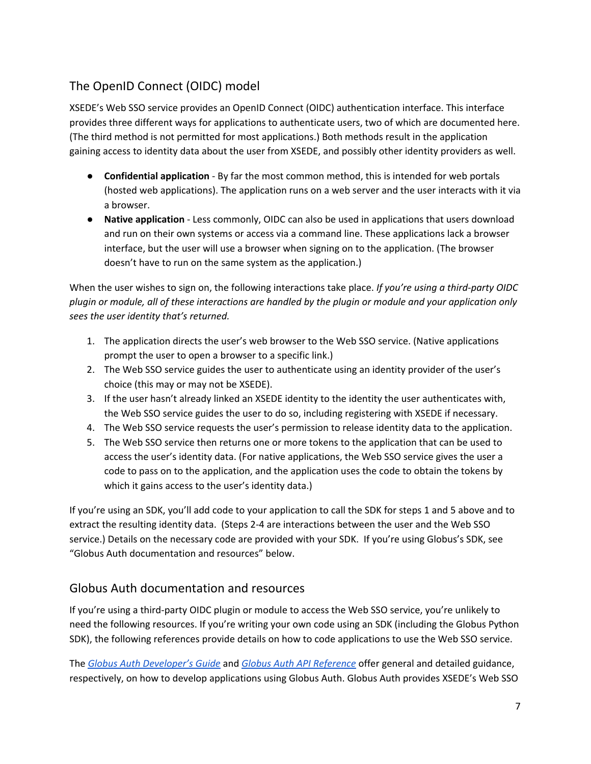## The OpenID Connect (OIDC) model

XSEDE's Web SSO service provides an OpenID Connect (OIDC) authentication interface. This interface provides three different ways for applications to authenticate users, two of which are documented here. (The third method is not permitted for most applications.) Both methods result in the application gaining access to identity data about the user from XSEDE, and possibly other identity providers as well.

- **Confidential application** - By far the most common method, this is intended for web portals (hosted web applications). The application runs on a web server and the user interacts with it via a browser.
- **Native application** - Less commonly, OIDC can also be used in applications that users download and run on their own systems or access via a command line. These applications lack a browser interface, but the user will use a browser when signing on to the application. (The browser doesn't have to run on the same system as the application.)

When the user wishes to sign on, the following interactions take place. *If you're using a third-party OIDC plugin or module, all of these interactions are handled by the plugin or module and your application only sees the user identity that's returned.*

1. The application directs the user's web browser to the Web SSO service. (Native applications prompt the user to open a browser to a specific link.)
2. The Web SSO service guides the user to authenticate using an identity provider of the user's choice (this may or may not be XSEDE).
3. If the user hasn't already linked an XSEDE identity to the identity the user authenticates with, the Web SSO service guides the user to do so, including registering with XSEDE if necessary.
4. The Web SSO service requests the user's permission to release identity data to the application.
5. The Web SSO service then returns one or more tokens to the application that can be used to access the user's identity data. (For native applications, the Web SSO service gives the user a code to pass on to the application, and the application uses the code to obtain the tokens by which it gains access to the user's identity data.)

If you're using an SDK, you'll add code to your application to call the SDK for steps 1 and 5 above and to extract the resulting identity data. (Steps 2-4 are interactions between the user and the Web SSO service.) Details on the necessary code are provided with your SDK. If you're using Globus's SDK, see "Globus Auth documentation and resources" below.

## Globus Auth documentation and resources

If you're using a third-party OIDC plugin or module to access the Web SSO service, you're unlikely to need the following resources. If you're writing your own code using an SDK (including the Globus Python SDK), the following references provide details on how to code applications to use the Web SSO service.

The *Globus Auth Developer's Guide* and *Globus Auth API Reference* offer general and detailed guidance, respectively, on how to develop applications using Globus Auth. Globus Auth provides XSEDE's Web SSO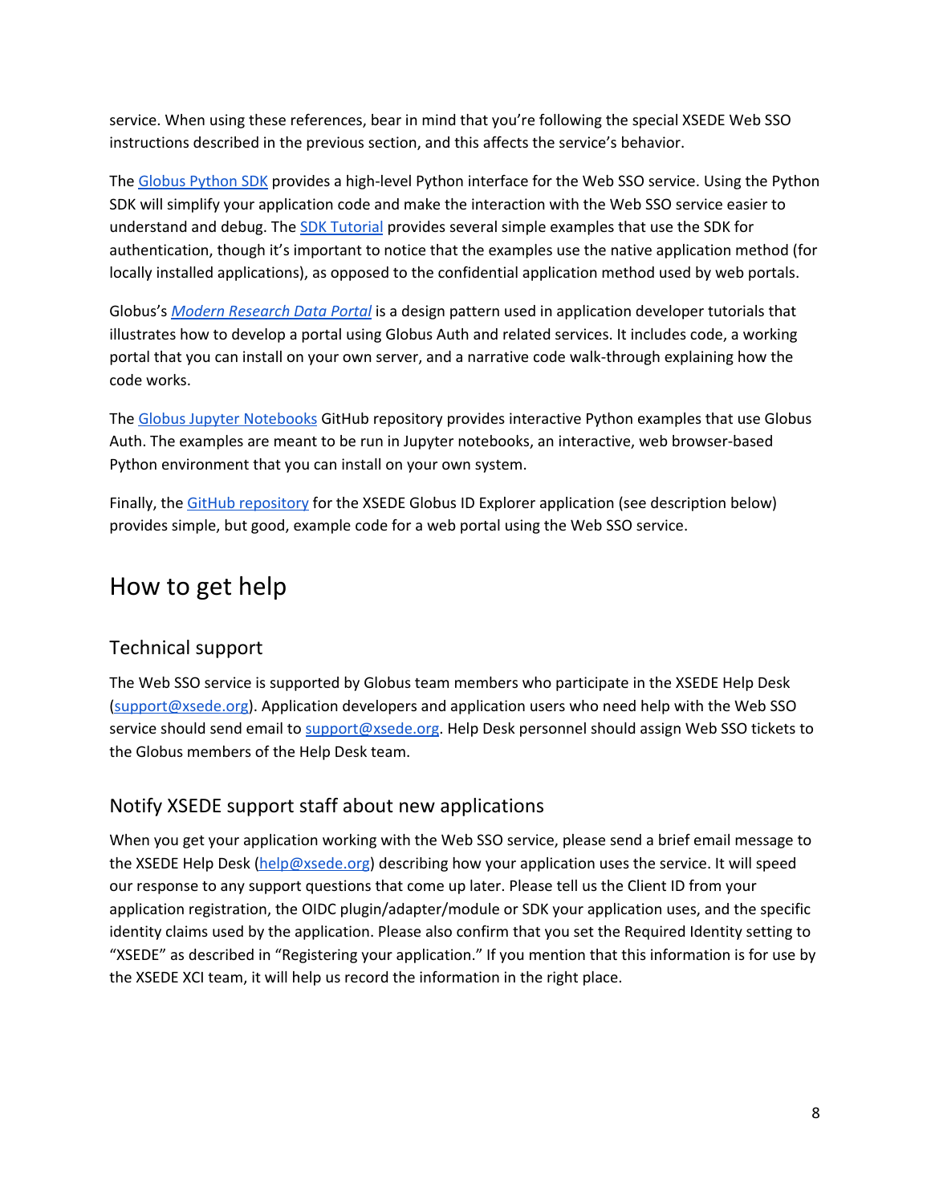service. When using these references, bear in mind that you're following the special XSEDE Web SSO instructions described in the previous section, and this affects the service's behavior.

The [Globus Python SDK]() provides a high-level Python interface for the Web SSO service. Using the Python SDK will simplify your application code and make the interaction with the Web SSO service easier to understand and debug. The [SDK Tutorial]() provides several simple examples that use the SDK for authentication, though it's important to notice that the examples use the native application method (for locally installed applications), as opposed to the confidential application method used by web portals.

Globus's *[Modern Research Data Portal]()* is a design pattern used in application developer tutorials that illustrates how to develop a portal using Globus Auth and related services. It includes code, a working portal that you can install on your own server, and a narrative code walk-through explaining how the code works.

The [Globus Jupyter Notebooks]() GitHub repository provides interactive Python examples that use Globus Auth. The examples are meant to be run in Jupyter notebooks, an interactive, web browser-based Python environment that you can install on your own system.

Finally, the [GitHub repository]() for the XSEDE Globus ID Explorer application (see description below) provides simple, but good, example code for a web portal using the Web SSO service.

# How to get help

## Technical support

The Web SSO service is supported by Globus team members who participate in the XSEDE Help Desk (support@xsede.org). Application developers and application users who need help with the Web SSO service should send email to support@xsede.org. Help Desk personnel should assign Web SSO tickets to the Globus members of the Help Desk team.

## Notify XSEDE support staff about new applications

When you get your application working with the Web SSO service, please send a brief email message to the XSEDE Help Desk (help@xsede.org) describing how your application uses the service. It will speed our response to any support questions that come up later. Please tell us the Client ID from your application registration, the OIDC plugin/adapter/module or SDK your application uses, and the specific identity claims used by the application. Please also confirm that you set the Required Identity setting to "XSEDE" as described in "Registering your application." If you mention that this information is for use by the XSEDE XCI team, it will help us record the information in the right place.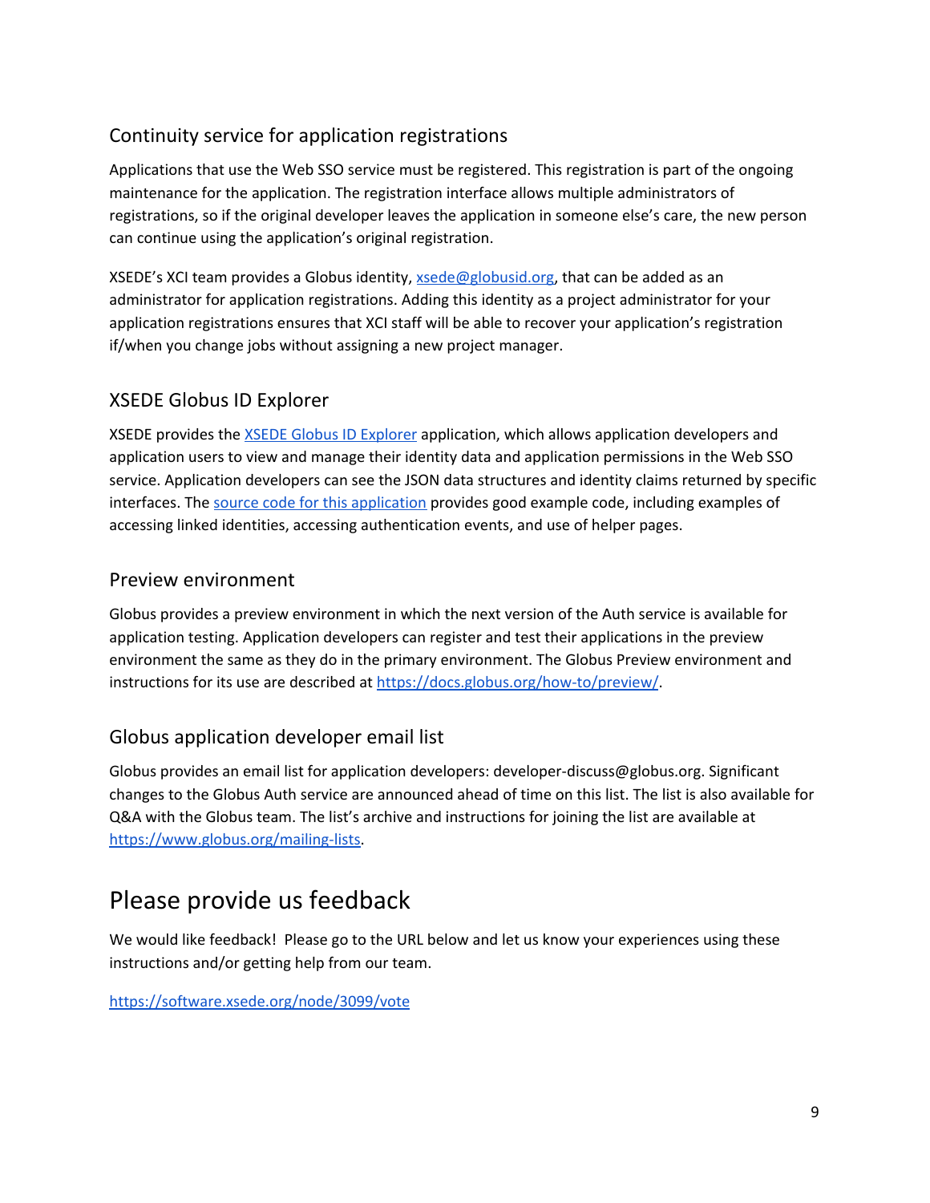### Continuity service for application registrations

Applications that use the Web SSO service must be registered. This registration is part of the ongoing maintenance for the application. The registration interface allows multiple administrators of registrations, so if the original developer leaves the application in someone else's care, the new person can continue using the application's original registration.

XSEDE's XCI team provides a Globus identity, xsede@globusid.org, that can be added as an administrator for application registrations. Adding this identity as a project administrator for your application registrations ensures that XCI staff will be able to recover your application's registration if/when you change jobs without assigning a new project manager.

### XSEDE Globus ID Explorer

XSEDE provides the XSEDE Globus ID Explorer application, which allows application developers and application users to view and manage their identity data and application permissions in the Web SSO service. Application developers can see the JSON data structures and identity claims returned by specific interfaces. The source code for this application provides good example code, including examples of accessing linked identities, accessing authentication events, and use of helper pages.

### Preview environment

Globus provides a preview environment in which the next version of the Auth service is available for application testing. Application developers can register and test their applications in the preview environment the same as they do in the primary environment. The Globus Preview environment and instructions for its use are described at https://docs.globus.org/how-to/preview/.

### Globus application developer email list

Globus provides an email list for application developers: developer-discuss@globus.org. Significant changes to the Globus Auth service are announced ahead of time on this list. The list is also available for Q&A with the Globus team. The list's archive and instructions for joining the list are available at https://www.globus.org/mailing-lists.

## Please provide us feedback

We would like feedback! Please go to the URL below and let us know your experiences using these instructions and/or getting help from our team.

https://software.xsede.org/node/3099/vote